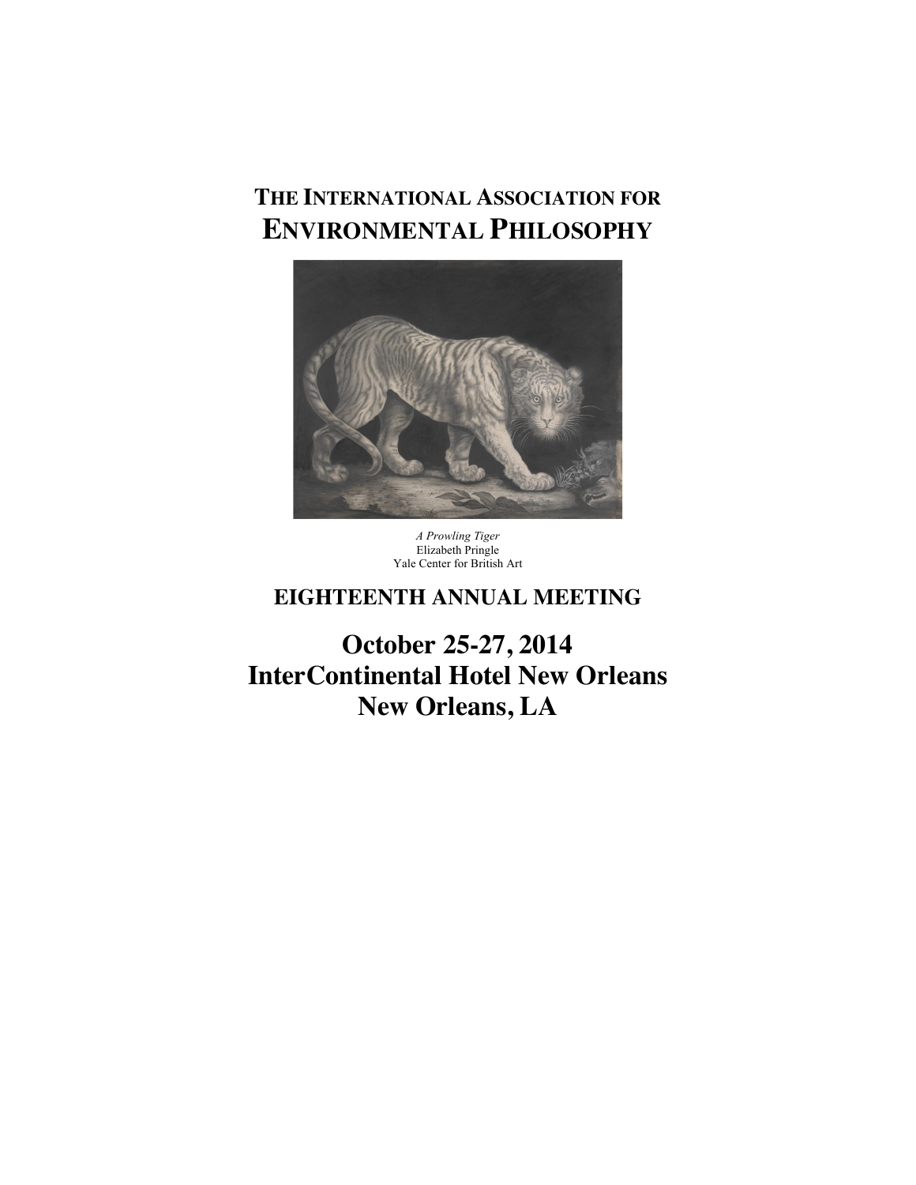# THE INTERNATIONAL ASSOCIATION FOR ENVIRONMENTAL PHILOSOPHY

*A Prowling Tiger*
Elizabeth Pringle
Yale Center for British Art

## EIGHTEENTH ANNUAL MEETING

## October 25-27, 2014
## InterContinental Hotel New Orleans
## New Orleans, LA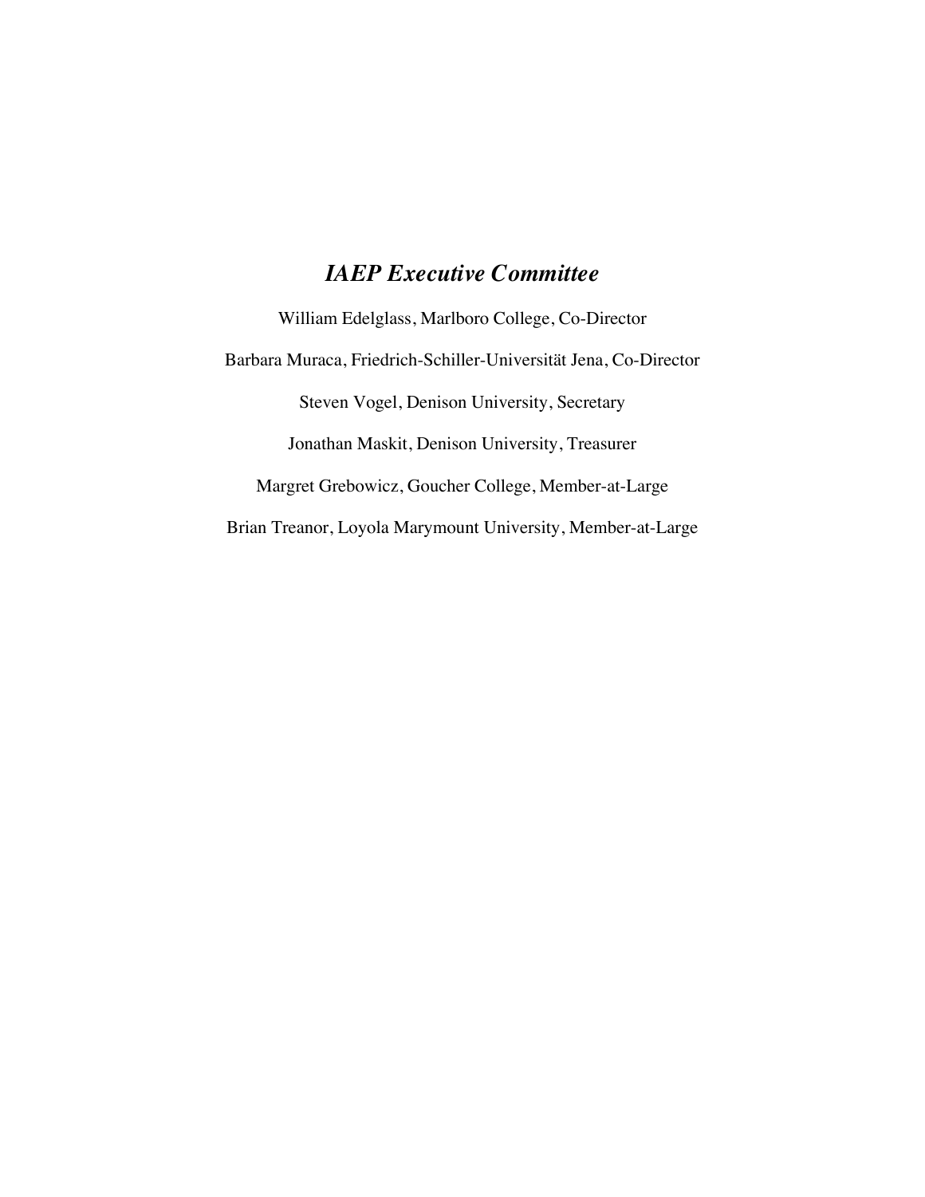## *IAEP Executive Committee*

William Edelglass, Marlboro College, Co-Director

Barbara Muraca, Friedrich-Schiller-Universität Jena, Co-Director

Steven Vogel, Denison University, Secretary

Jonathan Maskit, Denison University, Treasurer

Margret Grebowicz, Goucher College, Member-at-Large

Brian Treanor, Loyola Marymount University, Member-at-Large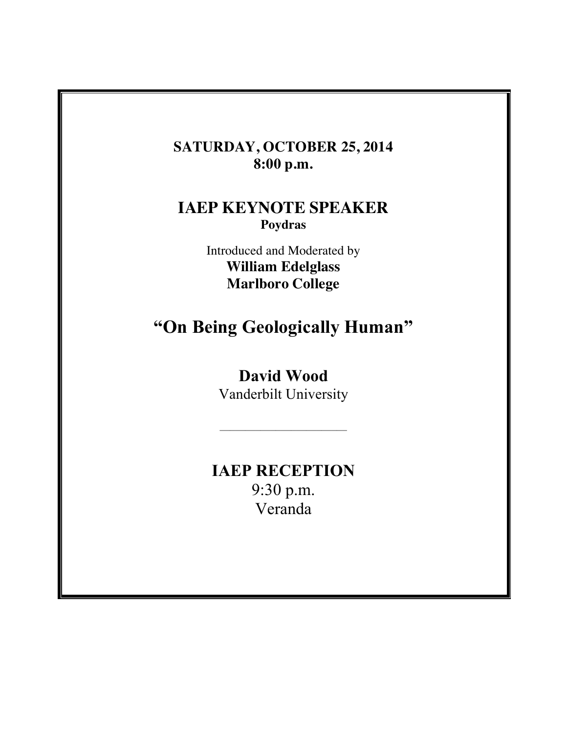**SATURDAY, OCTOBER 25, 2014**
**8:00 p.m.**

## IAEP KEYNOTE SPEAKER

**Poydras**

Introduced and Moderated by
**William Edelglass**
**Marlboro College**

# "On Being Geologically Human"

**David Wood**
Vanderbilt University

---

## IAEP RECEPTION

9:30 p.m.
Veranda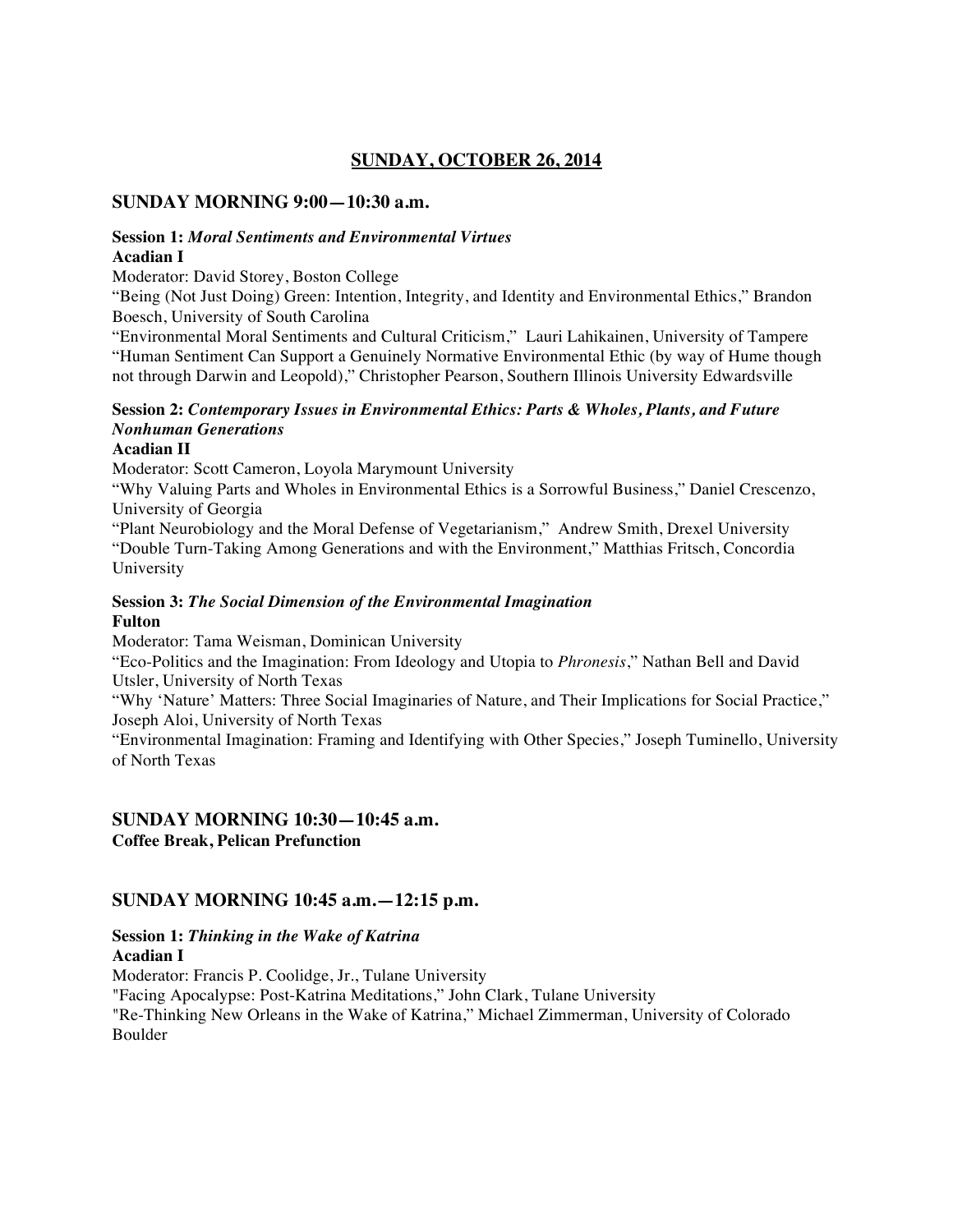## SUNDAY, OCTOBER 26, 2014

### SUNDAY MORNING 9:00—10:30 a.m.

**Session 1:** ***Moral Sentiments and Environmental Virtues***
**Acadian I**
Moderator: David Storey, Boston College
"Being (Not Just Doing) Green: Intention, Integrity, and Identity and Environmental Ethics," Brandon Boesch, University of South Carolina
"Environmental Moral Sentiments and Cultural Criticism," Lauri Lahikainen, University of Tampere
"Human Sentiment Can Support a Genuinely Normative Environmental Ethic (by way of Hume though not through Darwin and Leopold)," Christopher Pearson, Southern Illinois University Edwardsville

**Session 2:** ***Contemporary Issues in Environmental Ethics: Parts & Wholes, Plants, and Future Nonhuman Generations***
**Acadian II**
Moderator: Scott Cameron, Loyola Marymount University
"Why Valuing Parts and Wholes in Environmental Ethics is a Sorrowful Business," Daniel Crescenzo, University of Georgia
"Plant Neurobiology and the Moral Defense of Vegetarianism," Andrew Smith, Drexel University
"Double Turn-Taking Among Generations and with the Environment," Matthias Fritsch, Concordia University

**Session 3:** ***The Social Dimension of the Environmental Imagination***
**Fulton**
Moderator: Tama Weisman, Dominican University
"Eco-Politics and the Imagination: From Ideology and Utopia to *Phronesis*," Nathan Bell and David Utsler, University of North Texas
"Why 'Nature' Matters: Three Social Imaginaries of Nature, and Their Implications for Social Practice," Joseph Aloi, University of North Texas
"Environmental Imagination: Framing and Identifying with Other Species," Joseph Tuminello, University of North Texas

### SUNDAY MORNING 10:30—10:45 a.m.
**Coffee Break, Pelican Prefunction**

### SUNDAY MORNING 10:45 a.m.—12:15 p.m.

**Session 1:** ***Thinking in the Wake of Katrina***
**Acadian I**
Moderator: Francis P. Coolidge, Jr., Tulane University
"Facing Apocalypse: Post-Katrina Meditations," John Clark, Tulane University
"Re-Thinking New Orleans in the Wake of Katrina," Michael Zimmerman, University of Colorado Boulder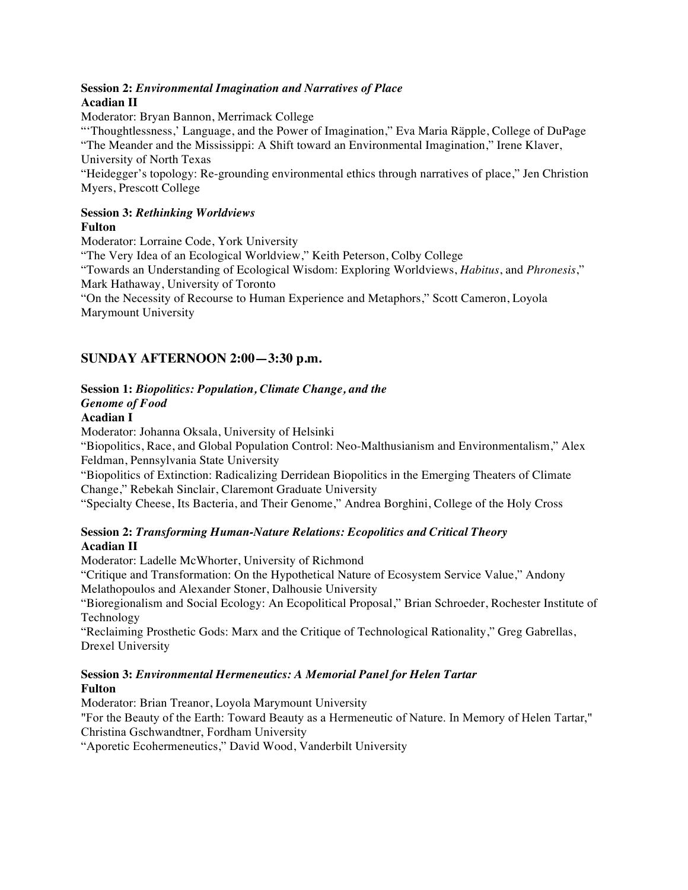**Session 2:** ***Environmental Imagination and Narratives of Place***
**Acadian II**

Moderator: Bryan Bannon, Merrimack College

"'Thoughtlessness,' Language, and the Power of Imagination," Eva Maria Räpple, College of DuPage

"The Meander and the Mississippi: A Shift toward an Environmental Imagination," Irene Klaver, University of North Texas

"Heidegger's topology: Re-grounding environmental ethics through narratives of place," Jen Christion Myers, Prescott College

**Session 3:** ***Rethinking Worldviews***
**Fulton**

Moderator: Lorraine Code, York University

"The Very Idea of an Ecological Worldview," Keith Peterson, Colby College

"Towards an Understanding of Ecological Wisdom: Exploring Worldviews, *Habitus*, and *Phronesis*," Mark Hathaway, University of Toronto

"On the Necessity of Recourse to Human Experience and Metaphors," Scott Cameron, Loyola Marymount University

## SUNDAY AFTERNOON 2:00—3:30 p.m.

**Session 1:** ***Biopolitics: Population, Climate Change, and the Genome of Food***
**Acadian I**

Moderator: Johanna Oksala, University of Helsinki

"Biopolitics, Race, and Global Population Control: Neo-Malthusianism and Environmentalism," Alex Feldman, Pennsylvania State University

"Biopolitics of Extinction: Radicalizing Derridean Biopolitics in the Emerging Theaters of Climate Change," Rebekah Sinclair, Claremont Graduate University

"Specialty Cheese, Its Bacteria, and Their Genome," Andrea Borghini, College of the Holy Cross

**Session 2:** ***Transforming Human-Nature Relations: Ecopolitics and Critical Theory***
**Acadian II**

Moderator: Ladelle McWhorter, University of Richmond

"Critique and Transformation: On the Hypothetical Nature of Ecosystem Service Value," Andony Melathopoulos and Alexander Stoner, Dalhousie University

"Bioregionalism and Social Ecology: An Ecopolitical Proposal," Brian Schroeder, Rochester Institute of Technology

"Reclaiming Prosthetic Gods: Marx and the Critique of Technological Rationality," Greg Gabrellas, Drexel University

**Session 3:** ***Environmental Hermeneutics: A Memorial Panel for Helen Tartar***
**Fulton**

Moderator: Brian Treanor, Loyola Marymount University

"For the Beauty of the Earth: Toward Beauty as a Hermeneutic of Nature. In Memory of Helen Tartar," Christina Gschwandtner, Fordham University

"Aporetic Ecohermeneutics," David Wood, Vanderbilt University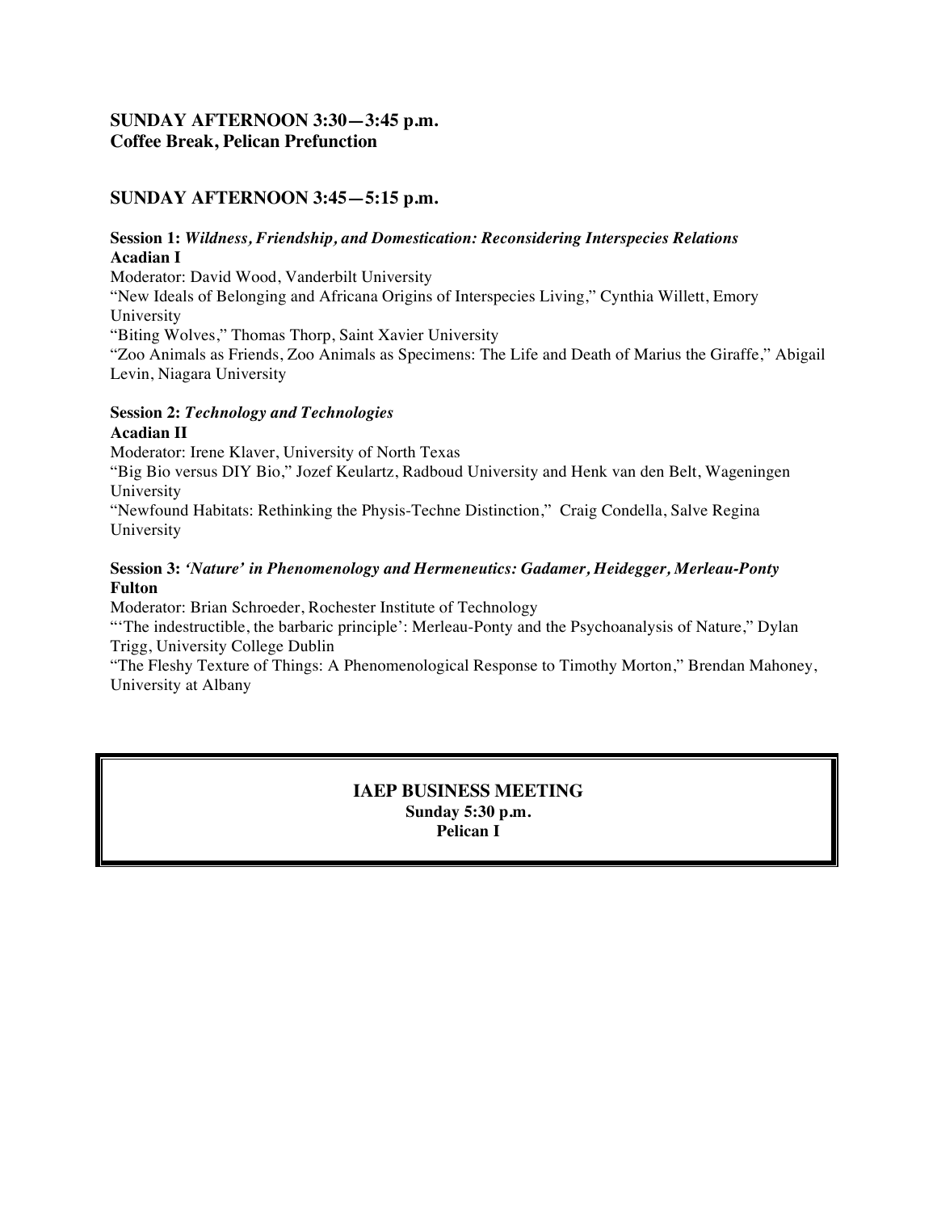**SUNDAY AFTERNOON 3:30—3:45 p.m.**
**Coffee Break, Pelican Prefunction**

**SUNDAY AFTERNOON 3:45—5:15 p.m.**

**Session 1:** ***Wildness, Friendship, and Domestication: Reconsidering Interspecies Relations***
**Acadian I**

Moderator: David Wood, Vanderbilt University

"New Ideals of Belonging and Africana Origins of Interspecies Living," Cynthia Willett, Emory University

"Biting Wolves," Thomas Thorp, Saint Xavier University

"Zoo Animals as Friends, Zoo Animals as Specimens: The Life and Death of Marius the Giraffe," Abigail Levin, Niagara University

**Session 2:** ***Technology and Technologies***
**Acadian II**

Moderator: Irene Klaver, University of North Texas

"Big Bio versus DIY Bio," Jozef Keulartz, Radboud University and Henk van den Belt, Wageningen University

"Newfound Habitats: Rethinking the Physis-Techne Distinction," Craig Condella, Salve Regina University

**Session 3:** ***'Nature' in Phenomenology and Hermeneutics: Gadamer, Heidegger, Merleau-Ponty***
**Fulton**

Moderator: Brian Schroeder, Rochester Institute of Technology

"'The indestructible, the barbaric principle': Merleau-Ponty and the Psychoanalysis of Nature," Dylan Trigg, University College Dublin

"The Fleshy Texture of Things: A Phenomenological Response to Timothy Morton," Brendan Mahoney, University at Albany

**IAEP BUSINESS MEETING**
**Sunday 5:30 p.m.**
**Pelican I**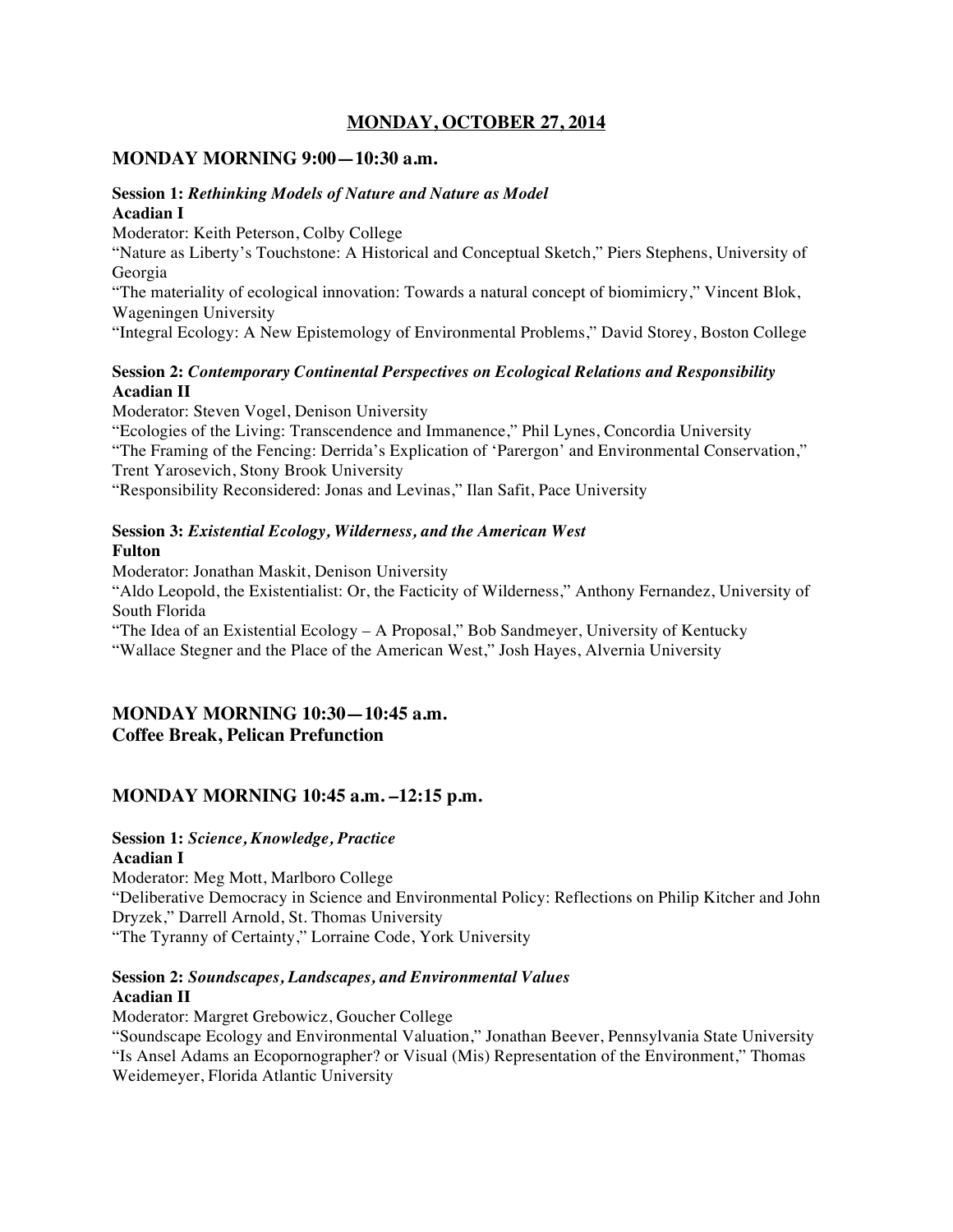# MONDAY, OCTOBER 27, 2014

## MONDAY MORNING 9:00—10:30 a.m.

**Session 1:** ***Rethinking Models of Nature and Nature as Model***
**Acadian I**
Moderator: Keith Peterson, Colby College
"Nature as Liberty's Touchstone: A Historical and Conceptual Sketch," Piers Stephens, University of Georgia
"The materiality of ecological innovation: Towards a natural concept of biomimicry," Vincent Blok, Wageningen University
"Integral Ecology: A New Epistemology of Environmental Problems," David Storey, Boston College

**Session 2:** ***Contemporary Continental Perspectives on Ecological Relations and Responsibility***
**Acadian II**
Moderator: Steven Vogel, Denison University
"Ecologies of the Living: Transcendence and Immanence," Phil Lynes, Concordia University
"The Framing of the Fencing: Derrida's Explication of 'Parergon' and Environmental Conservation," Trent Yarosevich, Stony Brook University
"Responsibility Reconsidered: Jonas and Levinas," Ilan Safit, Pace University

**Session 3:** ***Existential Ecology, Wilderness, and the American West***
**Fulton**
Moderator: Jonathan Maskit, Denison University
"Aldo Leopold, the Existentialist: Or, the Facticity of Wilderness," Anthony Fernandez, University of South Florida
"The Idea of an Existential Ecology – A Proposal," Bob Sandmeyer, University of Kentucky
"Wallace Stegner and the Place of the American West," Josh Hayes, Alvernia University

## MONDAY MORNING 10:30—10:45 a.m.
## Coffee Break, Pelican Prefunction

## MONDAY MORNING 10:45 a.m. –12:15 p.m.

**Session 1:** ***Science, Knowledge, Practice***
**Acadian I**
Moderator: Meg Mott, Marlboro College
"Deliberative Democracy in Science and Environmental Policy: Reflections on Philip Kitcher and John Dryzek," Darrell Arnold, St. Thomas University
"The Tyranny of Certainty," Lorraine Code, York University

**Session 2:** ***Soundscapes, Landscapes, and Environmental Values***
**Acadian II**
Moderator: Margret Grebowicz, Goucher College
"Soundscape Ecology and Environmental Valuation," Jonathan Beever, Pennsylvania State University
"Is Ansel Adams an Ecopornographer? or Visual (Mis) Representation of the Environment," Thomas Weidemeyer, Florida Atlantic University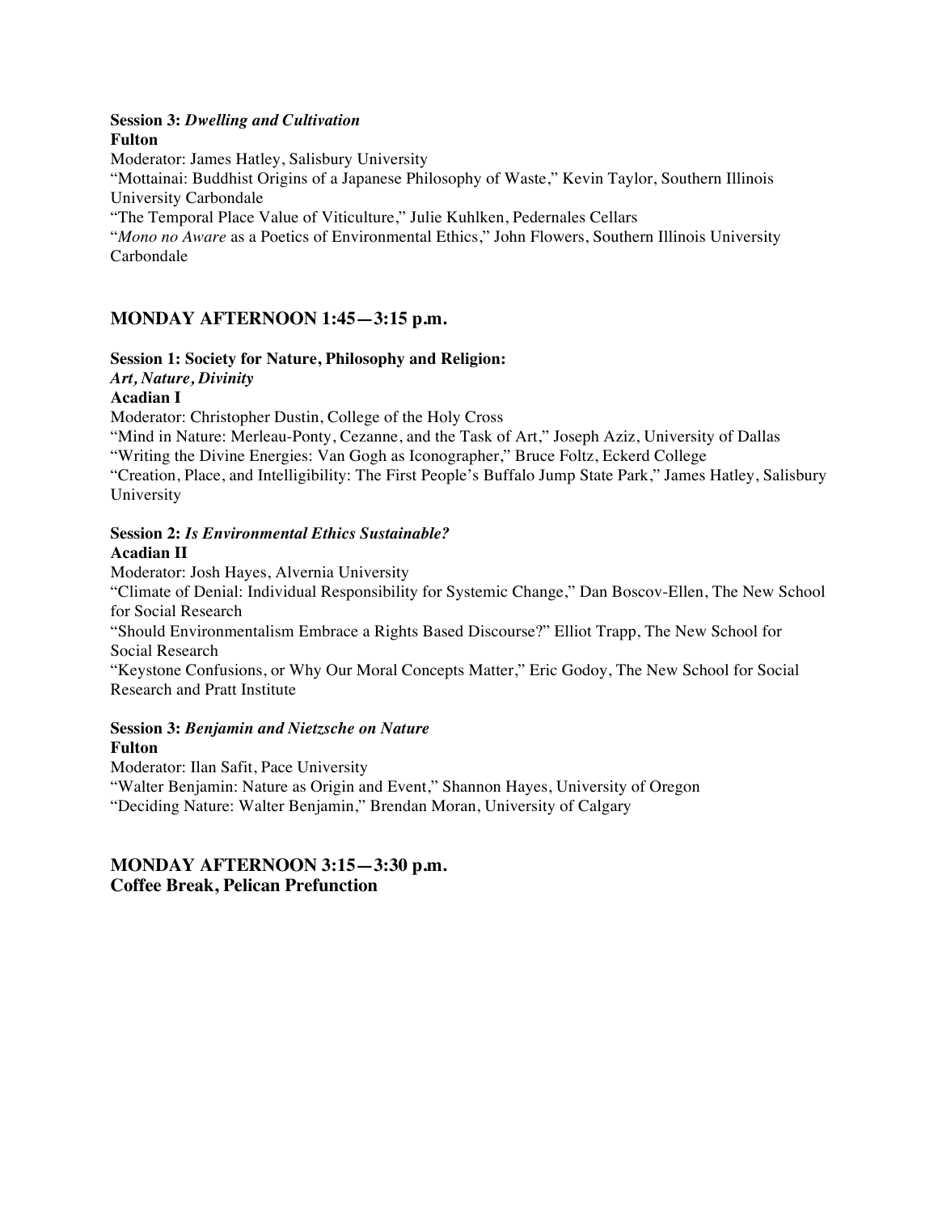**Session 3:** ***Dwelling and Cultivation***
**Fulton**
Moderator: James Hatley, Salisbury University
"Mottainai: Buddhist Origins of a Japanese Philosophy of Waste," Kevin Taylor, Southern Illinois University Carbondale
"The Temporal Place Value of Viticulture," Julie Kuhlken, Pedernales Cellars
"*Mono no Aware* as a Poetics of Environmental Ethics," John Flowers, Southern Illinois University Carbondale

## MONDAY AFTERNOON 1:45—3:15 p.m.

**Session 1: Society for Nature, Philosophy and Religion:**
***Art, Nature, Divinity***
**Acadian I**
Moderator: Christopher Dustin, College of the Holy Cross
"Mind in Nature: Merleau-Ponty, Cezanne, and the Task of Art," Joseph Aziz, University of Dallas
"Writing the Divine Energies: Van Gogh as Iconographer," Bruce Foltz, Eckerd College
"Creation, Place, and Intelligibility: The First People's Buffalo Jump State Park," James Hatley, Salisbury University

**Session 2:** ***Is Environmental Ethics Sustainable?***
**Acadian II**
Moderator: Josh Hayes, Alvernia University
"Climate of Denial: Individual Responsibility for Systemic Change," Dan Boscov-Ellen, The New School for Social Research
"Should Environmentalism Embrace a Rights Based Discourse?" Elliot Trapp, The New School for Social Research
"Keystone Confusions, or Why Our Moral Concepts Matter," Eric Godoy, The New School for Social Research and Pratt Institute

**Session 3:** ***Benjamin and Nietzsche on Nature***
**Fulton**
Moderator: Ilan Safit, Pace University
"Walter Benjamin: Nature as Origin and Event," Shannon Hayes, University of Oregon
"Deciding Nature: Walter Benjamin," Brendan Moran, University of Calgary

## MONDAY AFTERNOON 3:15—3:30 p.m.
**Coffee Break, Pelican Prefunction**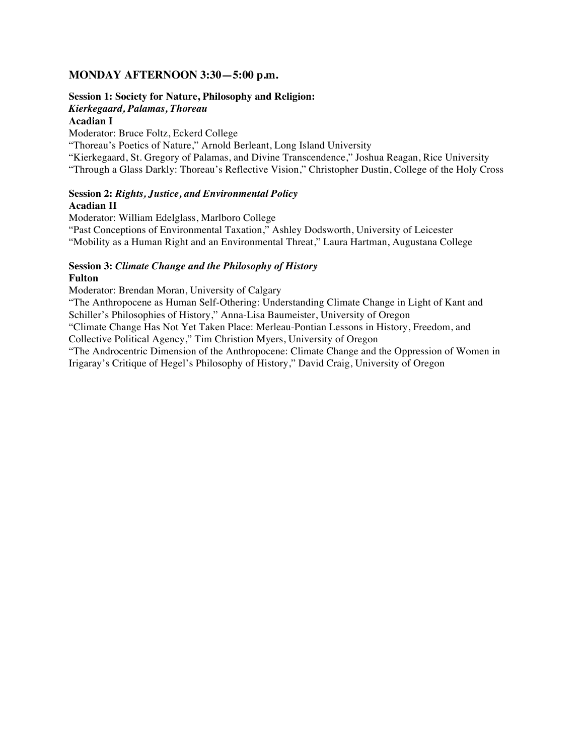## MONDAY AFTERNOON 3:30—5:00 p.m.

**Session 1: Society for Nature, Philosophy and Religion:**
***Kierkegaard, Palamas, Thoreau***
**Acadian I**
Moderator: Bruce Foltz, Eckerd College
"Thoreau's Poetics of Nature," Arnold Berleant, Long Island University
"Kierkegaard, St. Gregory of Palamas, and Divine Transcendence," Joshua Reagan, Rice University
"Through a Glass Darkly: Thoreau's Reflective Vision," Christopher Dustin, College of the Holy Cross

**Session 2:** ***Rights, Justice, and Environmental Policy***
**Acadian II**
Moderator: William Edelglass, Marlboro College
"Past Conceptions of Environmental Taxation," Ashley Dodsworth, University of Leicester
"Mobility as a Human Right and an Environmental Threat," Laura Hartman, Augustana College

**Session 3:** ***Climate Change and the Philosophy of History***
**Fulton**
Moderator: Brendan Moran, University of Calgary
"The Anthropocene as Human Self-Othering: Understanding Climate Change in Light of Kant and Schiller's Philosophies of History," Anna-Lisa Baumeister, University of Oregon
"Climate Change Has Not Yet Taken Place: Merleau-Pontian Lessons in History, Freedom, and Collective Political Agency," Tim Christion Myers, University of Oregon
"The Androcentric Dimension of the Anthropocene: Climate Change and the Oppression of Women in Irigaray's Critique of Hegel's Philosophy of History," David Craig, University of Oregon